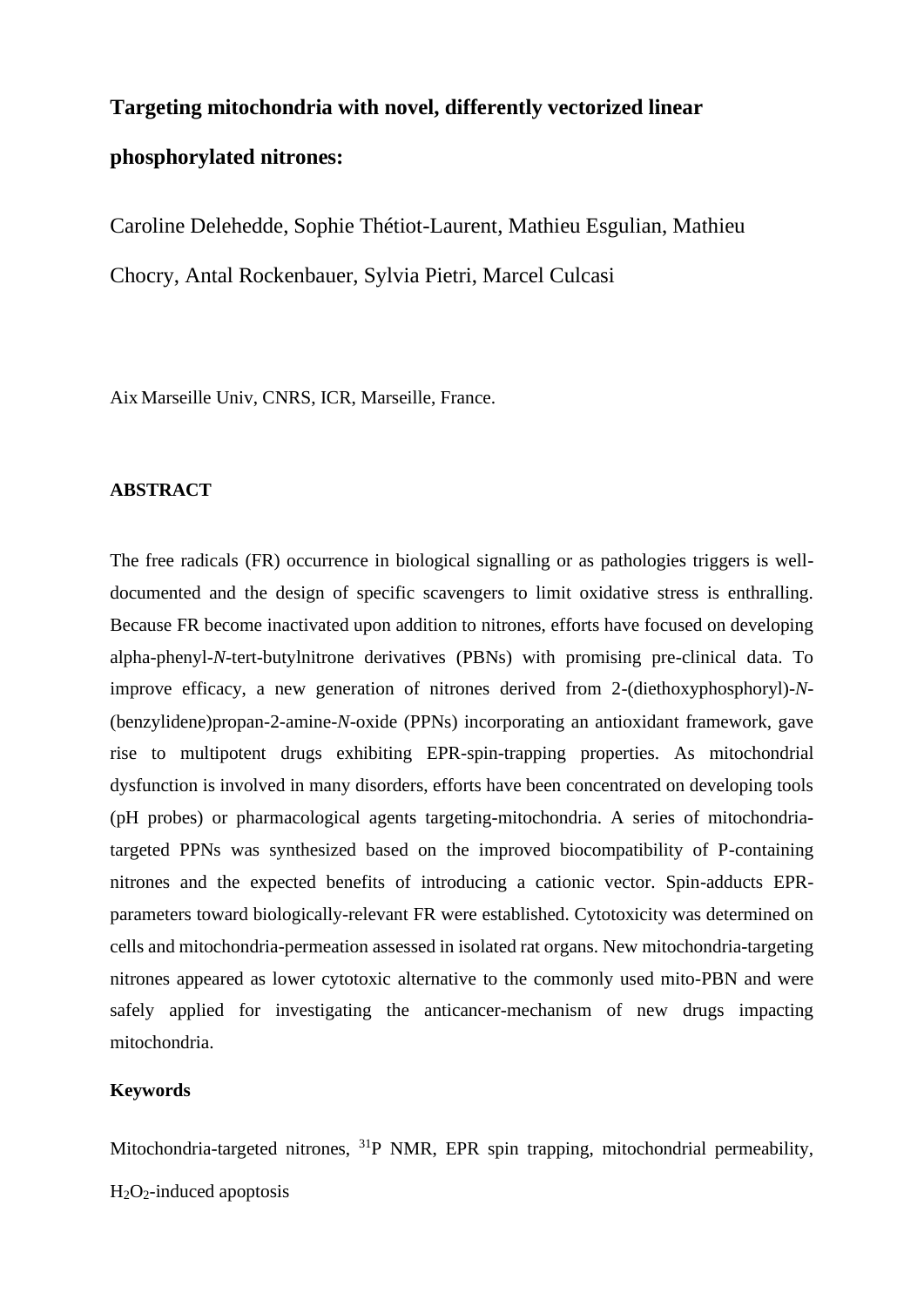# Targeting mitochondria with novel, differently vectorized linear phosphorylated nitrones:

Caroline Delehedde, Sophie Thétiot-Laurent, Mathieu Esgulian, Mathieu Chocry, Antal Rockenbauer, Sylvia Pietri, Marcel Culcasi

Aix Marseille Univ, CNRS, ICR, Marseille, France.

## ABSTRACT

The free radicals (FR) occurrence in biological signalling or as pathologies triggers is well-documented and the design of specific scavengers to limit oxidative stress is enthralling. Because FR become inactivated upon addition to nitrones, efforts have focused on developing alpha-phenyl-*N*-tert-butylnitrone derivatives (PBNs) with promising pre-clinical data. To improve efficacy, a new generation of nitrones derived from 2-(diethoxyphosphoryl)-*N*-(benzylidene)propan-2-amine-*N*-oxide (PPNs) incorporating an antioxidant framework, gave rise to multipotent drugs exhibiting EPR-spin-trapping properties. As mitochondrial dysfunction is involved in many disorders, efforts have been concentrated on developing tools (pH probes) or pharmacological agents targeting-mitochondria. A series of mitochondria-targeted PPNs was synthesized based on the improved biocompatibility of P-containing nitrones and the expected benefits of introducing a cationic vector. Spin-adducts EPR-parameters toward biologically-relevant FR were established. Cytotoxicity was determined on cells and mitochondria-permeation assessed in isolated rat organs. New mitochondria-targeting nitrones appeared as lower cytotoxic alternative to the commonly used mito-PBN and were safely applied for investigating the anticancer-mechanism of new drugs impacting mitochondria.

### Keywords

Mitochondria-targeted nitrones, $^{31}$P NMR, EPR spin trapping, mitochondrial permeability, $H_2O_2$-induced apoptosis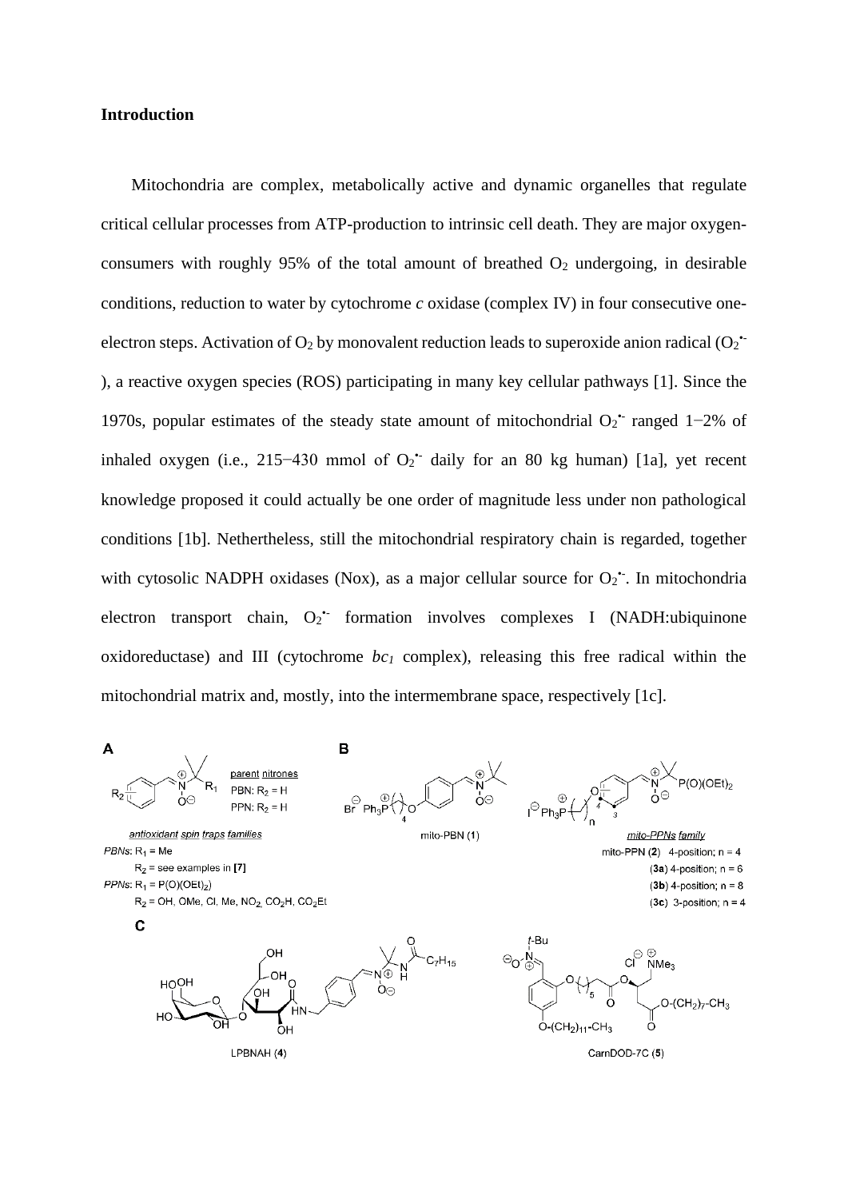## Introduction

Mitochondria are complex, metabolically active and dynamic organelles that regulate critical cellular processes from ATP-production to intrinsic cell death. They are major oxygen-consumers with roughly 95% of the total amount of breathed $O_2$ undergoing, in desirable conditions, reduction to water by cytochrome *c* oxidase (complex IV) in four consecutive one-electron steps. Activation of $O_2$ by monovalent reduction leads to superoxide anion radical ($O_2^{\bullet-}$), a reactive oxygen species (ROS) participating in many key cellular pathways [1]. Since the 1970s, popular estimates of the steady state amount of mitochondrial $O_2^{\bullet-}$ ranged 1−2% of inhaled oxygen (i.e., 215−430 mmol of $O_2^{\bullet-}$ daily for an 80 kg human) [1a], yet recent knowledge proposed it could actually be one order of magnitude less under non pathological conditions [1b]. Neththeless, still the mitochondrial respiratory chain is regarded, together with cytosolic NADPH oxidases (Nox), as a major cellular source for $O_2^{\bullet-}$. In mitochondria electron transport chain, $O_2^{\bullet-}$ formation involves complexes I (NADH:ubiquinone oxidoreductase) and III (cytochrome *bc₁* complex), releasing this free radical within the mitochondrial matrix and, mostly, into the intermembrane space, respectively [1c].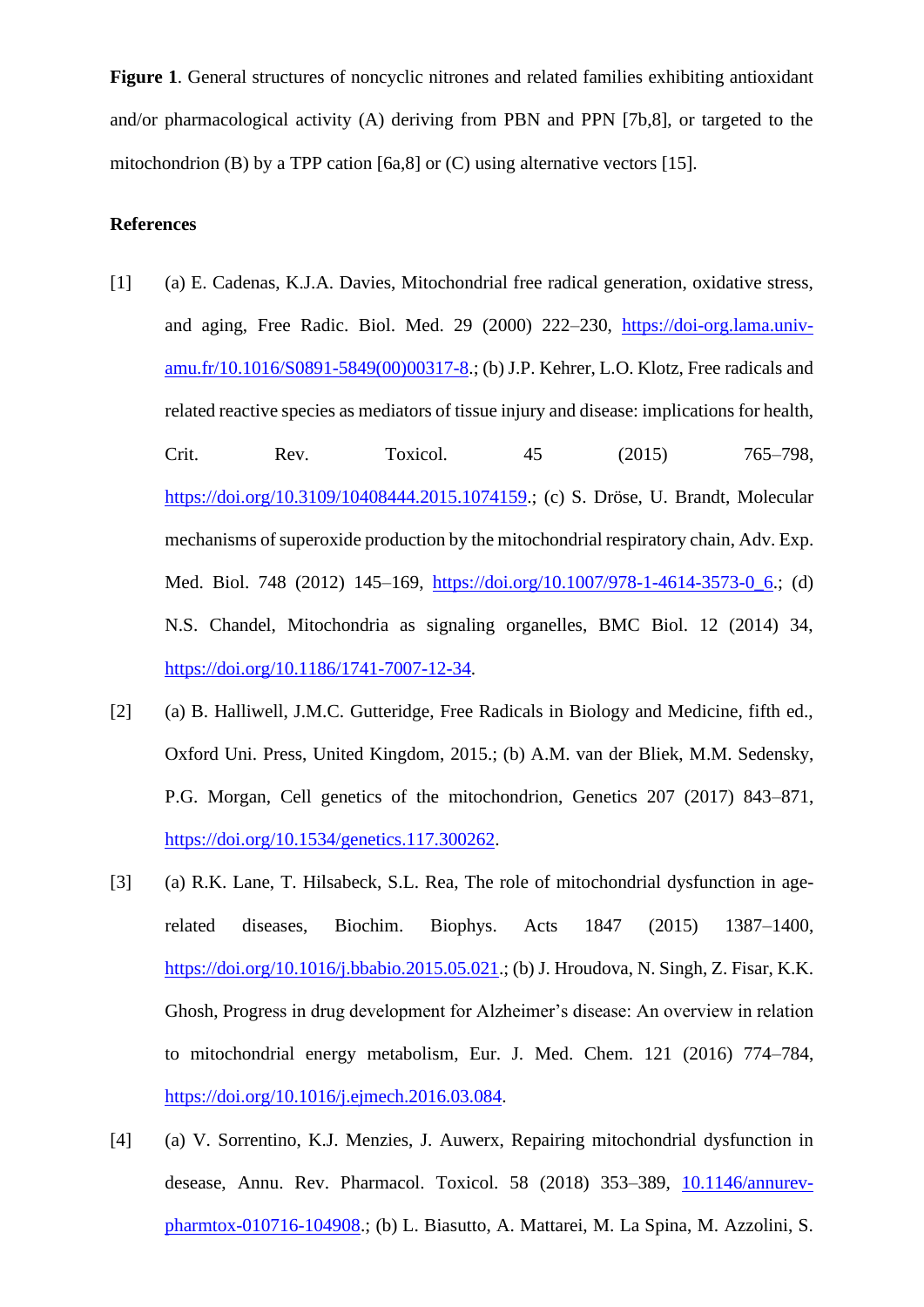**Figure 1**. General structures of noncyclic nitrones and related families exhibiting antioxidant and/or pharmacological activity (A) deriving from PBN and PPN [7b,8], or targeted to the mitochondrion (B) by a TPP cation [6a,8] or (C) using alternative vectors [15].

**References**

[1] (a) E. Cadenas, K.J.A. Davies, Mitochondrial free radical generation, oxidative stress, and aging, Free Radic. Biol. Med. 29 (2000) 222–230, https://doi-org.lama.univ-amu.fr/10.1016/S0891-5849(00)00317-8.; (b) J.P. Kehrer, L.O. Klotz, Free radicals and related reactive species as mediators of tissue injury and disease: implications for health, Crit. Rev. Toxicol. 45 (2015) 765–798, https://doi.org/10.3109/10408444.2015.1074159.; (c) S. Dröse, U. Brandt, Molecular mechanisms of superoxide production by the mitochondrial respiratory chain, Adv. Exp. Med. Biol. 748 (2012) 145–169, https://doi.org/10.1007/978-1-4614-3573-0_6.; (d) N.S. Chandel, Mitochondria as signaling organelles, BMC Biol. 12 (2014) 34, https://doi.org/10.1186/1741-7007-12-34.

[2] (a) B. Halliwell, J.M.C. Gutteridge, Free Radicals in Biology and Medicine, fifth ed., Oxford Uni. Press, United Kingdom, 2015.; (b) A.M. van der Bliek, M.M. Sedensky, P.G. Morgan, Cell genetics of the mitochondrion, Genetics 207 (2017) 843–871, https://doi.org/10.1534/genetics.117.300262.

[3] (a) R.K. Lane, T. Hilsabeck, S.L. Rea, The role of mitochondrial dysfunction in age-related diseases, Biochim. Biophys. Acts 1847 (2015) 1387–1400, https://doi.org/10.1016/j.bbabio.2015.05.021.; (b) J. Hroudova, N. Singh, Z. Fisar, K.K. Ghosh, Progress in drug development for Alzheimer's disease: An overview in relation to mitochondrial energy metabolism, Eur. J. Med. Chem. 121 (2016) 774–784, https://doi.org/10.1016/j.ejmech.2016.03.084.

[4] (a) V. Sorrentino, K.J. Menzies, J. Auwerx, Repairing mitochondrial dysfunction in desease, Annu. Rev. Pharmacol. Toxicol. 58 (2018) 353–389, 10.1146/annurev-pharmtox-010716-104908.; (b) L. Biasutto, A. Mattarei, M. La Spina, M. Azzolini, S.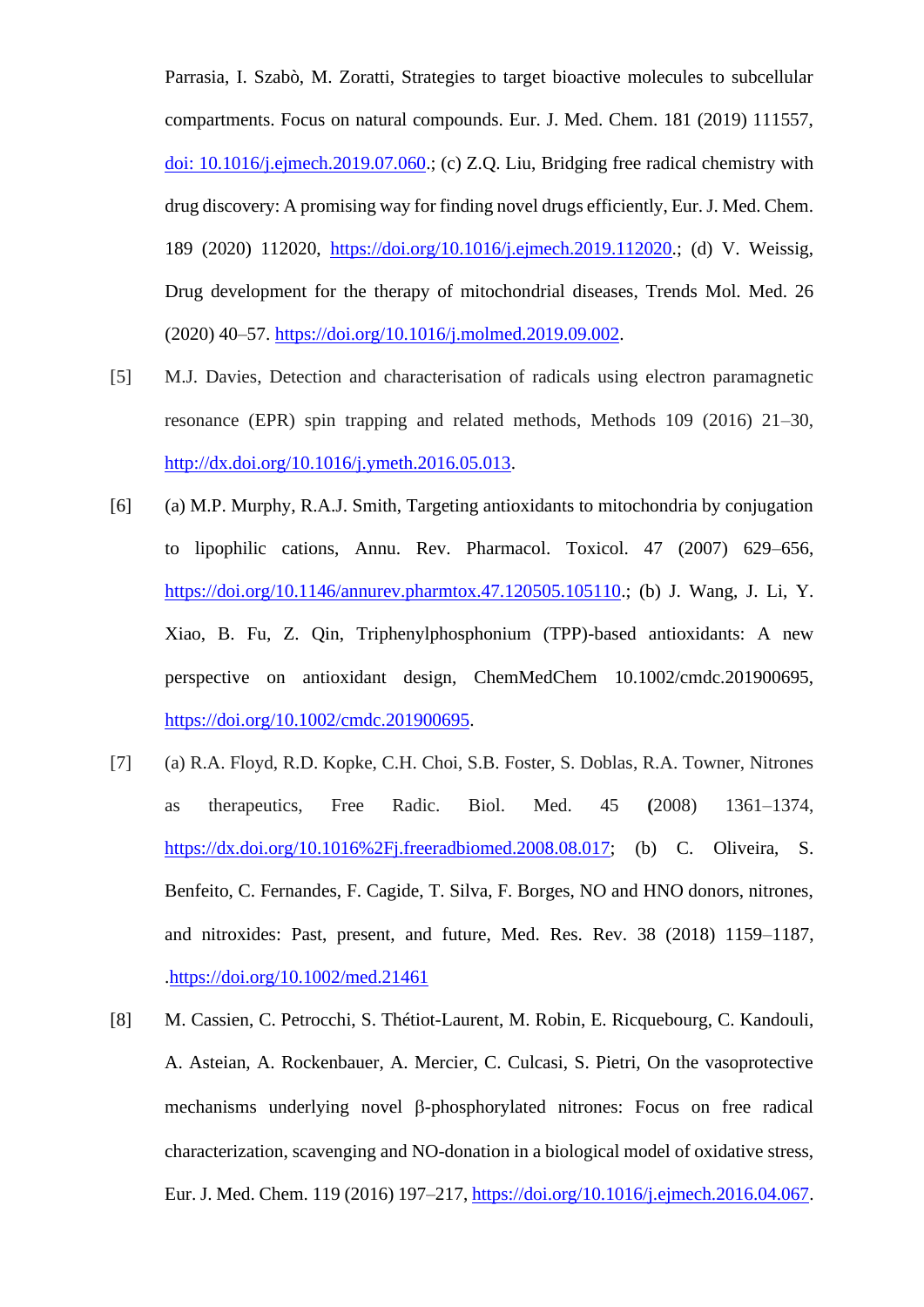Parrasia, I. Szabò, M. Zoratti, Strategies to target bioactive molecules to subcellular compartments. Focus on natural compounds. Eur. J. Med. Chem. 181 (2019) 111557, doi: 10.1016/j.ejmech.2019.07.060.; (c) Z.Q. Liu, Bridging free radical chemistry with drug discovery: A promising way for finding novel drugs efficiently, Eur. J. Med. Chem. 189 (2020) 112020, https://doi.org/10.1016/j.ejmech.2019.112020.; (d) V. Weissig, Drug development for the therapy of mitochondrial diseases, Trends Mol. Med. 26 (2020) 40–57. https://doi.org/10.1016/j.molmed.2019.09.002.

[5] M.J. Davies, Detection and characterisation of radicals using electron paramagnetic resonance (EPR) spin trapping and related methods, Methods 109 (2016) 21–30, http://dx.doi.org/10.1016/j.ymeth.2016.05.013.

[6] (a) M.P. Murphy, R.A.J. Smith, Targeting antioxidants to mitochondria by conjugation to lipophilic cations, Annu. Rev. Pharmacol. Toxicol. 47 (2007) 629–656, https://doi.org/10.1146/annurev.pharmtox.47.120505.105110.; (b) J. Wang, J. Li, Y. Xiao, B. Fu, Z. Qin, Triphenylphosphonium (TPP)-based antioxidants: A new perspective on antioxidant design, ChemMedChem 10.1002/cmdc.201900695, https://doi.org/10.1002/cmdc.201900695.

[7] (a) R.A. Floyd, R.D. Kopke, C.H. Choi, S.B. Foster, S. Doblas, R.A. Towner, Nitrones as therapeutics, Free Radic. Biol. Med. 45 (2008) 1361–1374, https://dx.doi.org/10.1016%2Fj.freeradbiomed.2008.08.017; (b) C. Oliveira, S. Benfeito, C. Fernandes, F. Cagide, T. Silva, F. Borges, NO and HNO donors, nitrones, and nitroxides: Past, present, and future, Med. Res. Rev. 38 (2018) 1159–1187, .https://doi.org/10.1002/med.21461

[8] M. Cassien, C. Petrocchi, S. Thétiot-Laurent, M. Robin, E. Ricquebourg, C. Kandouli, A. Asteian, A. Rockenbauer, A. Mercier, C. Culcasi, S. Pietri, On the vasoprotective mechanisms underlying novel β-phosphorylated nitrones: Focus on free radical characterization, scavenging and NO-donation in a biological model of oxidative stress, Eur. J. Med. Chem. 119 (2016) 197–217, https://doi.org/10.1016/j.ejmech.2016.04.067.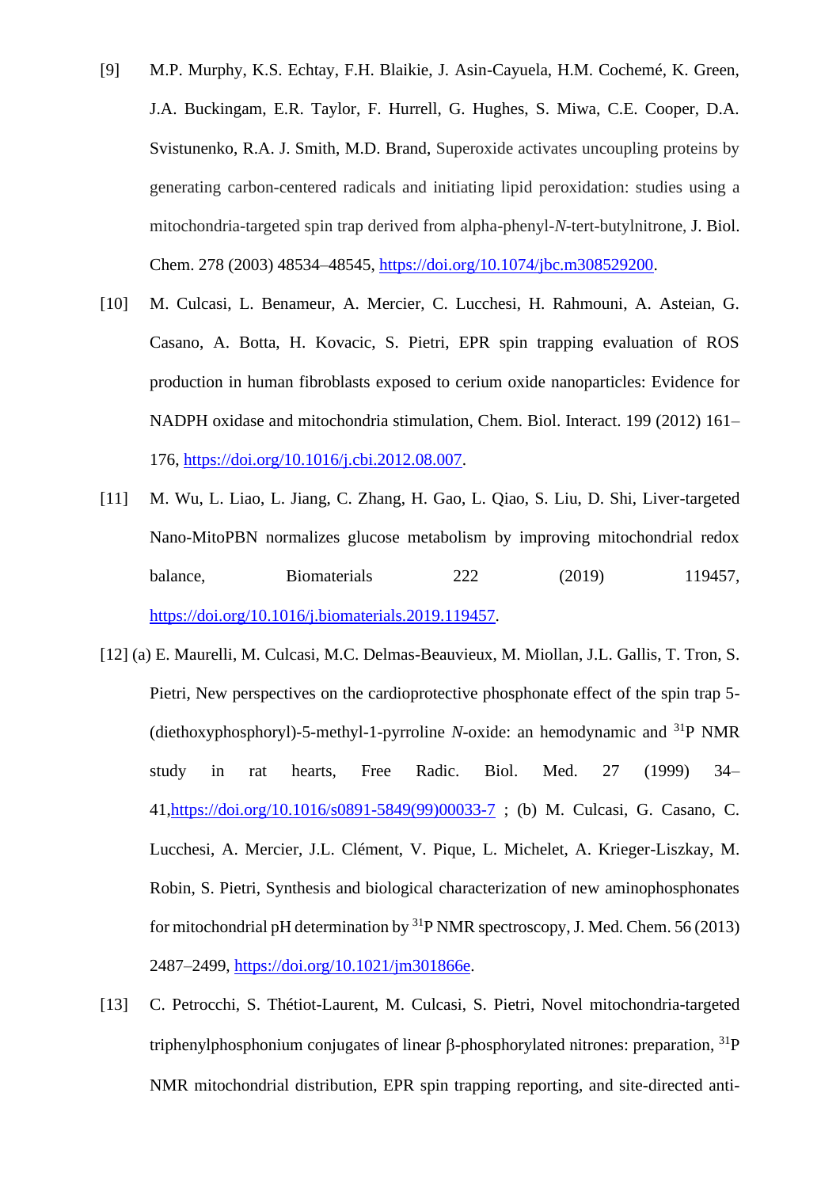[9] M.P. Murphy, K.S. Echtay, F.H. Blaikie, J. Asin-Cayuela, H.M. Cochemé, K. Green, J.A. Buckingam, E.R. Taylor, F. Hurrell, G. Hughes, S. Miwa, C.E. Cooper, D.A. Svistunenko, R.A. J. Smith, M.D. Brand, Superoxide activates uncoupling proteins by generating carbon-centered radicals and initiating lipid peroxidation: studies using a mitochondria-targeted spin trap derived from alpha-phenyl-*N*-tert-butylnitrone, J. Biol. Chem. 278 (2003) 48534–48545, https://doi.org/10.1074/jbc.m308529200.

[10] M. Culcasi, L. Benameur, A. Mercier, C. Lucchesi, H. Rahmouni, A. Asteian, G. Casano, A. Botta, H. Kovacic, S. Pietri, EPR spin trapping evaluation of ROS production in human fibroblasts exposed to cerium oxide nanoparticles: Evidence for NADPH oxidase and mitochondria stimulation, Chem. Biol. Interact. 199 (2012) 161–176, https://doi.org/10.1016/j.cbi.2012.08.007.

[11] M. Wu, L. Liao, L. Jiang, C. Zhang, H. Gao, L. Qiao, S. Liu, D. Shi, Liver-targeted Nano-MitoPBN normalizes glucose metabolism by improving mitochondrial redox balance, Biomaterials 222 (2019) 119457, https://doi.org/10.1016/j.biomaterials.2019.119457.

[12] (a) E. Maurelli, M. Culcasi, M.C. Delmas-Beauvieux, M. Miollan, J.L. Gallis, T. Tron, S. Pietri, New perspectives on the cardioprotective phosphonate effect of the spin trap 5-(diethoxyphosphoryl)-5-methyl-1-pyrroline *N*-oxide: an hemodynamic and $^{31}$P NMR study in rat hearts, Free Radic. Biol. Med. 27 (1999) 34–41,https://doi.org/10.1016/s0891-5849(99)00033-7 ; (b) M. Culcasi, G. Casano, C. Lucchesi, A. Mercier, J.L. Clément, V. Pique, L. Michelet, A. Krieger-Liszkay, M. Robin, S. Pietri, Synthesis and biological characterization of new aminophosphonates for mitochondrial pH determination by $^{31}$P NMR spectroscopy, J. Med. Chem. 56 (2013) 2487–2499, https://doi.org/10.1021/jm301866e.

[13] C. Petrocchi, S. Thétiot-Laurent, M. Culcasi, S. Pietri, Novel mitochondria-targeted triphenylphosphonium conjugates of linear β-phosphorylated nitrones: preparation, $^{31}$P NMR mitochondrial distribution, EPR spin trapping reporting, and site-directed anti-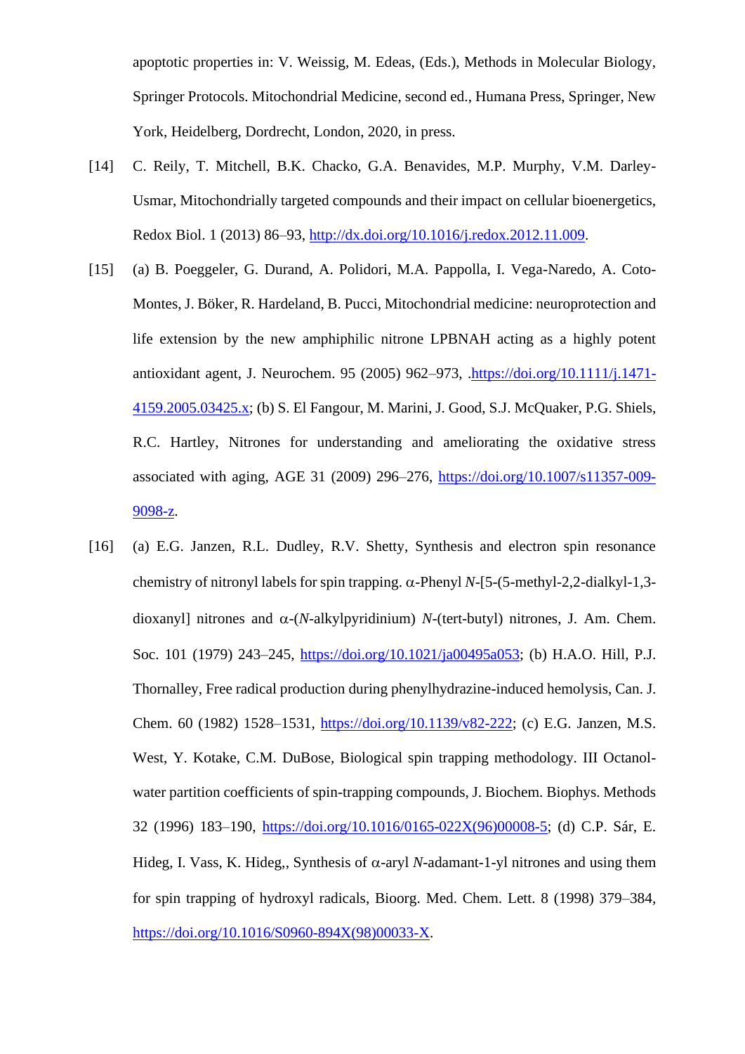apoptotic properties in: V. Weissig, M. Edeas, (Eds.), Methods in Molecular Biology, Springer Protocols. Mitochondrial Medicine, second ed., Humana Press, Springer, New York, Heidelberg, Dordrecht, London, 2020, in press.

[14] C. Reily, T. Mitchell, B.K. Chacko, G.A. Benavides, M.P. Murphy, V.M. Darley-Usmar, Mitochondrially targeted compounds and their impact on cellular bioenergetics, Redox Biol. 1 (2013) 86–93, http://dx.doi.org/10.1016/j.redox.2012.11.009.

[15] (a) B. Poeggeler, G. Durand, A. Polidori, M.A. Pappolla, I. Vega-Naredo, A. Coto-Montes, J. Böker, R. Hardeland, B. Pucci, Mitochondrial medicine: neuroprotection and life extension by the new amphiphilic nitrone LPBNAH acting as a highly potent antioxidant agent, J. Neurochem. 95 (2005) 962–973, .https://doi.org/10.1111/j.1471-4159.2005.03425.x; (b) S. El Fangour, M. Marini, J. Good, S.J. McQuaker, P.G. Shiels, R.C. Hartley, Nitrones for understanding and ameliorating the oxidative stress associated with aging, AGE 31 (2009) 296–276, https://doi.org/10.1007/s11357-009-9098-z.

[16] (a) E.G. Janzen, R.L. Dudley, R.V. Shetty, Synthesis and electron spin resonance chemistry of nitronyl labels for spin trapping. α-Phenyl *N*-[5-(5-methyl-2,2-dialkyl-1,3-dioxanyl] nitrones and α-(*N*-alkylpyridinium) *N*-(tert-butyl) nitrones, J. Am. Chem. Soc. 101 (1979) 243–245, https://doi.org/10.1021/ja00495a053; (b) H.A.O. Hill, P.J. Thornalley, Free radical production during phenylhydrazine-induced hemolysis, Can. J. Chem. 60 (1982) 1528–1531, https://doi.org/10.1139/v82-222; (c) E.G. Janzen, M.S. West, Y. Kotake, C.M. DuBose, Biological spin trapping methodology. III Octanol-water partition coefficients of spin-trapping compounds, J. Biochem. Biophys. Methods 32 (1996) 183–190, https://doi.org/10.1016/0165-022X(96)00008-5; (d) C.P. Sár, E. Hideg, I. Vass, K. Hideg,, Synthesis of α-aryl *N*-adamant-1-yl nitrones and using them for spin trapping of hydroxyl radicals, Bioorg. Med. Chem. Lett. 8 (1998) 379–384, https://doi.org/10.1016/S0960-894X(98)00033-X.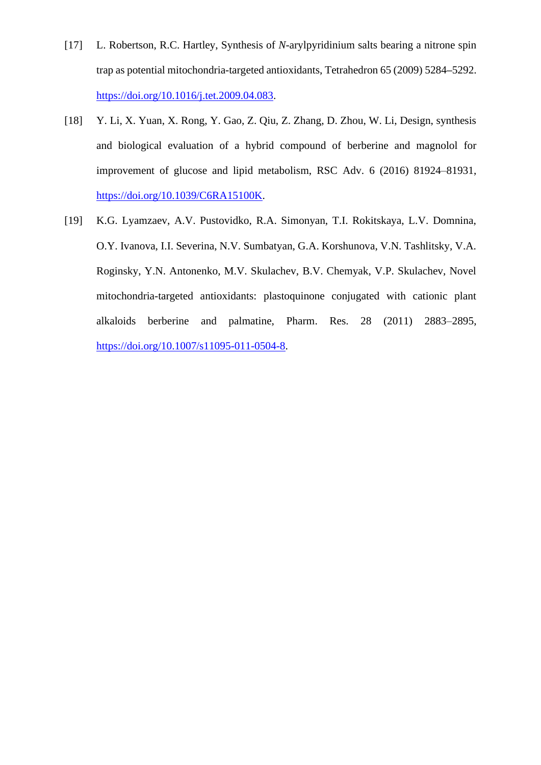[17] L. Robertson, R.C. Hartley, Synthesis of *N*-arylpyridinium salts bearing a nitrone spin trap as potential mitochondria-targeted antioxidants, Tetrahedron 65 (2009) 5284–5292. https://doi.org/10.1016/j.tet.2009.04.083.

[18] Y. Li, X. Yuan, X. Rong, Y. Gao, Z. Qiu, Z. Zhang, D. Zhou, W. Li, Design, synthesis and biological evaluation of a hybrid compound of berberine and magnolol for improvement of glucose and lipid metabolism, RSC Adv. 6 (2016) 81924–81931, https://doi.org/10.1039/C6RA15100K.

[19] K.G. Lyamzaev, A.V. Pustovidko, R.A. Simonyan, T.I. Rokitskaya, L.V. Domnina, O.Y. Ivanova, I.I. Severina, N.V. Sumbatyan, G.A. Korshunova, V.N. Tashlitsky, V.A. Roginsky, Y.N. Antonenko, M.V. Skulachev, B.V. Chemyak, V.P. Skulachev, Novel mitochondria-targeted antioxidants: plastoquinone conjugated with cationic plant alkaloids berberine and palmatine, Pharm. Res. 28 (2011) 2883–2895, https://doi.org/10.1007/s11095-011-0504-8.